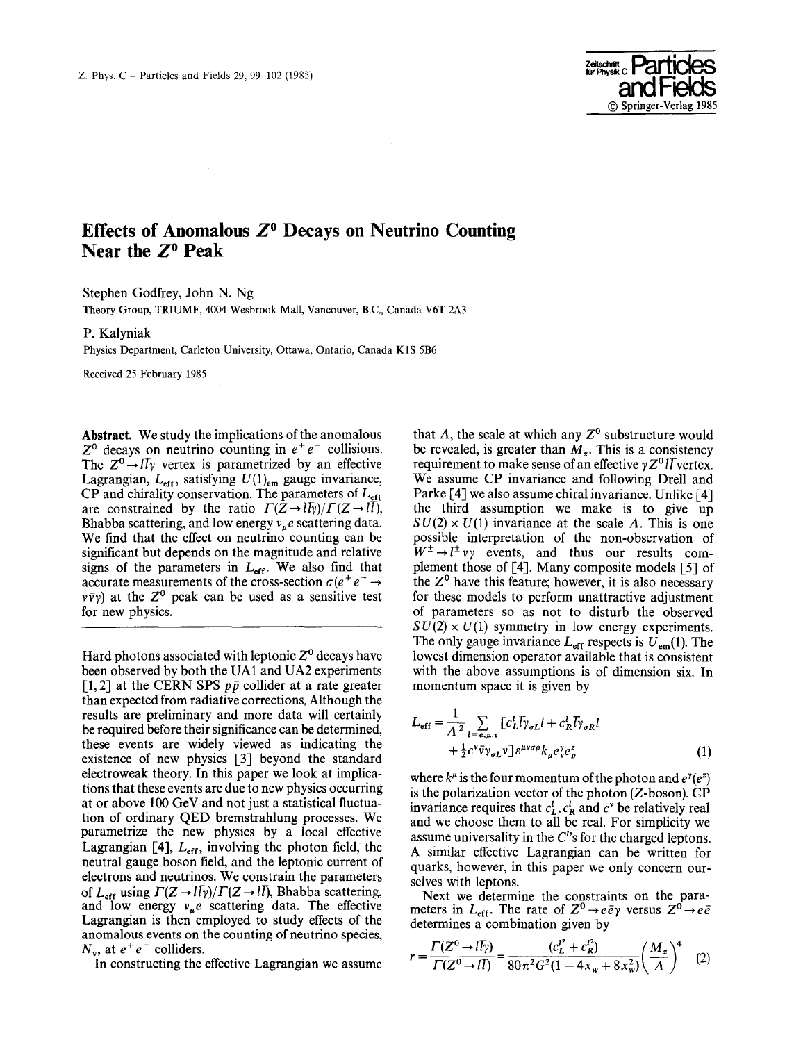# Effects of Anomalous $Z^0$ Decays on Neutrino Counting Near the $Z^0$ Peak

Stephen Godfrey, John N. Ng

Theory Group, TRIUMF, 4004 Wesbrook Mall, Vancouver, B.C., Canada V6T 2A3

P. Kalyniak

Physics Department, Carleton University, Ottawa, Ontario, Canada K1S 5B6

Received 25 February 1985

**Abstract.** We study the implications of the anomalous $Z^0$ decays on neutrino counting in $e^+e^-$ collisions. The $Z^0 \to l\bar{l}\gamma$ vertex is parametrized by an effective Lagrangian, $L_{\text{eff}}$, satisfying $U(1)_{\text{em}}$ gauge invariance, CP and chirality conservation. The parameters of $L_{\text{eff}}$ are constrained by the ratio $\Gamma(Z \to l\bar{l}\gamma)/\Gamma(Z \to l\bar{l})$, Bhabba scattering, and low energy $\nu_\mu e$ scattering data. We find that the effect on neutrino counting can be significant but depends on the magnitude and relative signs of the parameters in $L_{\text{eff}}$. We also find that accurate measurements of the cross-section $\sigma(e^+e^- \to \nu\bar{\nu}\gamma)$ at the $Z^0$ peak can be used as a sensitive test for new physics.

---

Hard photons associated with leptonic $Z^0$ decays have been observed by both the UA1 and UA2 experiments [1, 2] at the CERN SPS $p\bar{p}$ collider at a rate greater than expected from radiative corrections. Although the results are preliminary and more data will certainly be required before their significance can be determined, these events are widely viewed as indicating the existence of new physics [3] beyond the standard electroweak theory. In this paper we look at implications that these events are due to new physics occurring at or above 100 GeV and not just a statistical fluctuation of ordinary QED bremstrahlung processes. We parametrize the new physics by a local effective Lagrangian [4], $L_{\text{eff}}$, involving the photon field, the neutral gauge boson field, and the leptonic current of electrons and neutrinos. We constrain the parameters of $L_{\text{eff}}$ using $\Gamma(Z \to l\bar{l}\gamma)/\Gamma(Z \to l\bar{l})$, Bhabba scattering, and low energy $\nu_\mu e$ scattering data. The effective Lagrangian is then employed to study effects of the anomalous events on the counting of neutrino species, $N_\nu$, at $e^+e^-$ colliders.

In constructing the effective Lagrangian we assume that $\Lambda$, the scale at which any $Z^0$ substructure would be revealed, is greater than $M_z$. This is a consistency requirement to make sense of an effective $\gamma Z^0 l\bar{l}$ vertex. We assume CP invariance and following Drell and Parke [4] we also assume chiral invariance. Unlike [4] the third assumption we make is to give up $SU(2) \times U(1)$ invariance at the scale $\Lambda$. This is one possible interpretation of the non-observation of $W^\pm \to l^\pm \nu\gamma$ events, and thus our results complement those of [4]. Many composite models [5] of the $Z^0$ have this feature; however, it is also necessary for these models to perform unattractive adjustment of parameters so as not to disturb the observed $SU(2) \times U(1)$ symmetry in low energy experiments. The only gauge invariance $L_{\text{eff}}$ respects is $U_{\text{em}}(1)$. The lowest dimension operator available that is consistent with the above assumptions is of dimension six. In momentum space it is given by

$$L_{\text{eff}} = \frac{1}{\Lambda^2} \sum_{l=e,\mu,\tau} [c_L^l \bar{l}\gamma_{\sigma L} l + c_R^l \bar{l}\gamma_{\sigma R} l + \tfrac{1}{2} c^\nu \bar{\nu}\gamma_{\sigma L}\nu] \varepsilon^{\mu\nu\sigma\rho} k_\mu e_\nu^\gamma e_\rho^z \tag{1}$$

where $k^\mu$ is the four momentum of the photon and $e^\gamma(e^z)$ is the polarization vector of the photon (Z-boson). CP invariance requires that $c_L^l$, $c_R^l$ and $c^\nu$ be relatively real and we choose them to all be real. For simplicity we assume universality in the $C^{l}$'s for the charged leptons. A similar effective Lagrangian can be written for quarks, however, in this paper we only concern ourselves with leptons.

Next we determine the constraints on the parameters in $L_{\text{eff}}$. The rate of $Z^0 \to e\bar{e}\gamma$ versus $Z^0 \to e\bar{e}$ determines a combination given by

$$r = \frac{\Gamma(Z^0 \to l\bar{l}\gamma)}{\Gamma(Z^0 \to l\bar{l})} = \frac{(c_L^{l2} + c_R^{l2})}{80\pi^2 G^2 (1 - 4x_w + 8x_w^2)} \left(\frac{M_z}{\Lambda}\right)^4 \tag{2}$$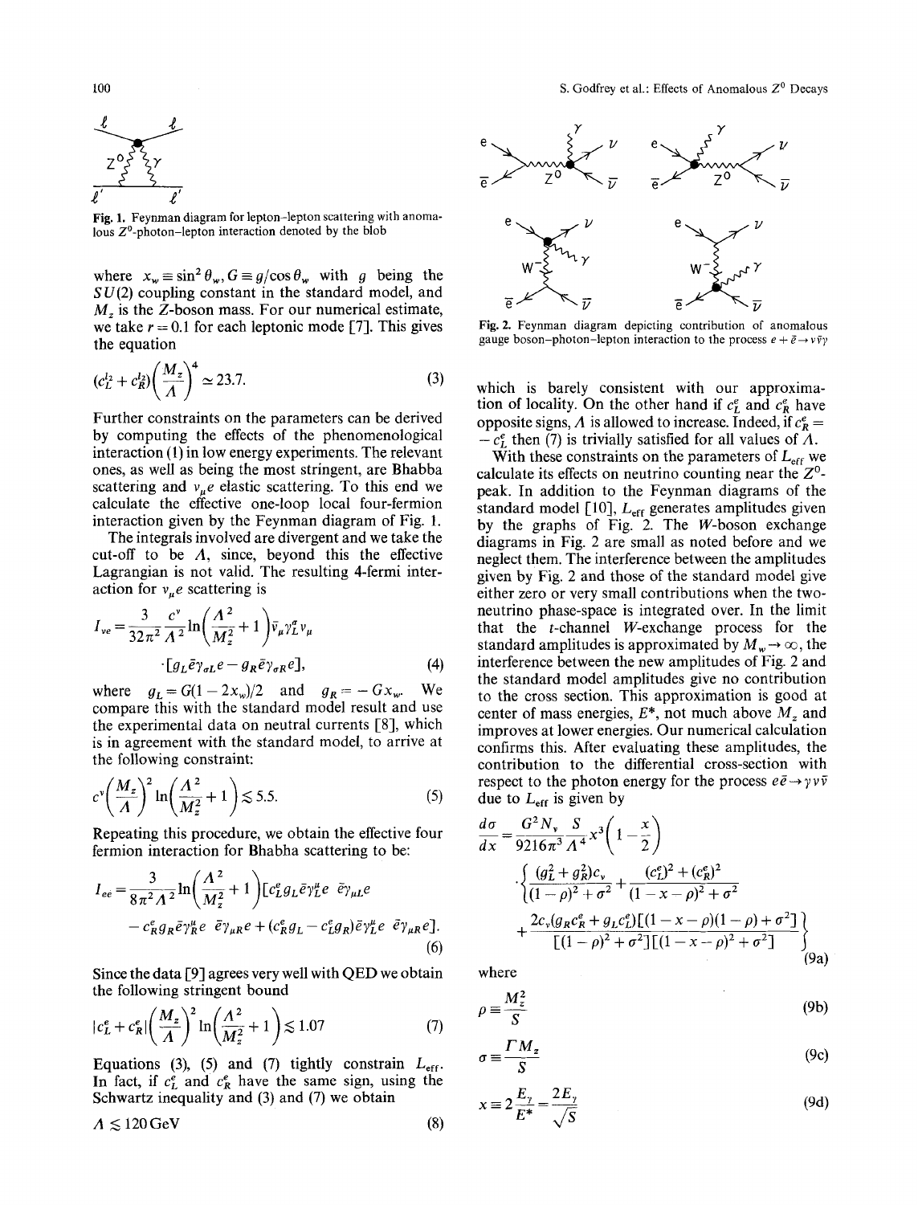Fig. 1. Feynman diagram for lepton-lepton scattering with anomalous $Z^0$-photon-lepton interaction denoted by the blob

where $x_w \equiv \sin^2\theta_w$, $G \equiv g/\cos\theta_w$ with $g$ being the $SU(2)$ coupling constant in the standard model, and $M_z$ is the $Z$-boson mass. For our numerical estimate, we take $r=0.1$ for each leptonic mode [7]. This gives the equation

$$(c_L^{l2}+c_R^{l2})\left(\frac{M_z}{\Lambda}\right)^4 \simeq 23.7. \tag{3}$$

Further constraints on the parameters can be derived by computing the effects of the phenomenological interaction (1) in low energy experiments. The relevant ones, as well as being the most stringent, are Bhabba scattering and $\nu_\mu e$ elastic scattering. To this end we calculate the effective one-loop local four-fermion interaction given by the Feynman diagram of Fig. 1.

The integrals involved are divergent and we take the cut-off to be $\Lambda$, since, beyond this the effective Lagrangian is not valid. The resulting 4-fermi interaction for $\nu_\mu e$ scattering is

$$I_{\nu e} = \frac{3}{32\pi^2}\frac{c^\nu}{\Lambda^2}\ln\left(\frac{\Lambda^2}{M_z^2}+1\right)\bar{\nu}_\mu\gamma_L^\sigma\nu_\mu \cdot[g_L\bar{e}\gamma_{\sigma L}e - g_R\bar{e}\gamma_{\sigma R}e], \tag{4}$$

where $g_L = G(1-2x_w)/2$ and $g_R = -Gx_w$. We compare this with the standard model result and use the experimental data on neutral currents [8], which is in agreement with the standard model, to arrive at the following constraint:

$$c^\nu\left(\frac{M_z}{\Lambda}\right)^2\ln\left(\frac{\Lambda^2}{M_z^2}+1\right) \lesssim 5.5. \tag{5}$$

Repeating this procedure, we obtain the effective four fermion interaction for Bhabha scattering to be:

$$I_{ee} = \frac{3}{8\pi^2\Lambda^2}\ln\left(\frac{\Lambda^2}{M_z^2}+1\right)[c_L^e g_L \bar{e}\gamma_L^\mu e\ \bar{e}\gamma_{\mu L}e - c_R^e g_R \bar{e}\gamma_R^\mu e\ \bar{e}\gamma_{\mu R}e + (c_R^e g_L - c_L^e g_R)\bar{e}\gamma_L^\mu e\ \bar{e}\gamma_{\mu R}e]. \tag{6}$$

Since the data [9] agrees very well with QED we obtain the following stringent bound

$$|c_L^e + c_R^e|\left(\frac{M_z}{\Lambda}\right)^2\ln\left(\frac{\Lambda^2}{M_z^2}+1\right) \lesssim 1.07 \tag{7}$$

Equations (3), (5) and (7) tightly constrain $L_{\text{eff}}$. In fact, if $c_L^e$ and $c_R^e$ have the same sign, using the Schwartz inequality and (3) and (7) we obtain

$$\Lambda \lesssim 120\,\text{GeV} \tag{8}$$

Fig. 2. Feynman diagram depicting contribution of anomalous gauge boson-photon-lepton interaction to the process $e+\bar{e}\to\nu\bar{\nu}\gamma$

which is barely consistent with our approximation of locality. On the other hand if $c_L^e$ and $c_R^e$ have opposite signs, $\Lambda$ is allowed to increase. Indeed, if $c_R^e = -c_L^e$ then (7) is trivially satisfied for all values of $\Lambda$.

With these constraints on the parameters of $L_{\text{eff}}$ we calculate its effects on neutrino counting near the $Z^0$-peak. In addition to the Feynman diagrams of the standard model [10], $L_{\text{eff}}$ generates amplitudes given by the graphs of Fig. 2. The $W$-boson exchange diagrams in Fig. 2 are small as noted before and we neglect them. The interference between the amplitudes given by Fig. 2 and those of the standard model give either zero or very small contributions when the two-neutrino phase-space is integrated over. In the limit that the $t$-channel $W$-exchange process for the standard amplitudes is approximated by $M_w\to\infty$, the interference between the new amplitudes of Fig. 2 and the standard model amplitudes give no contribution to the cross section. This approximation is good at center of mass energies, $E^*$, not much above $M_z$ and improves at lower energies. Our numerical calculation confirms this. After evaluating these amplitudes, the contribution to the differential cross-section with respect to the photon energy for the process $e\bar{e}\to\gamma\nu\bar{\nu}$ due to $L_{\text{eff}}$ is given by

$$\frac{d\sigma}{dx} = \frac{G^2N_\nu}{9216\pi^3}\frac{S}{\Lambda^4}x^3\left(1-\frac{x}{2}\right) \cdot\left\{\frac{(g_L^2+g_R^2)c_\nu}{(1-\rho)^2+\sigma^2} + \frac{(c_L^e)^2+(c_R^e)^2}{(1-x-\rho)^2+\sigma^2} + \frac{2c_\nu(g_Rc_R^e+g_Lc_L^e)[(1-x-\rho)(1-\rho)+\sigma^2]}{[(1-\rho)^2+\sigma^2][(1-x-\rho)^2+\sigma^2]}\right\} \tag{9a}$$

where

$$\rho \equiv \frac{M_z^2}{S} \tag{9b}$$

$$\sigma \equiv \frac{\Gamma M_z}{S} \tag{9c}$$

$$x \equiv 2\frac{E_\gamma}{E^*} = \frac{2E_\gamma}{\sqrt{S}} \tag{9d}$$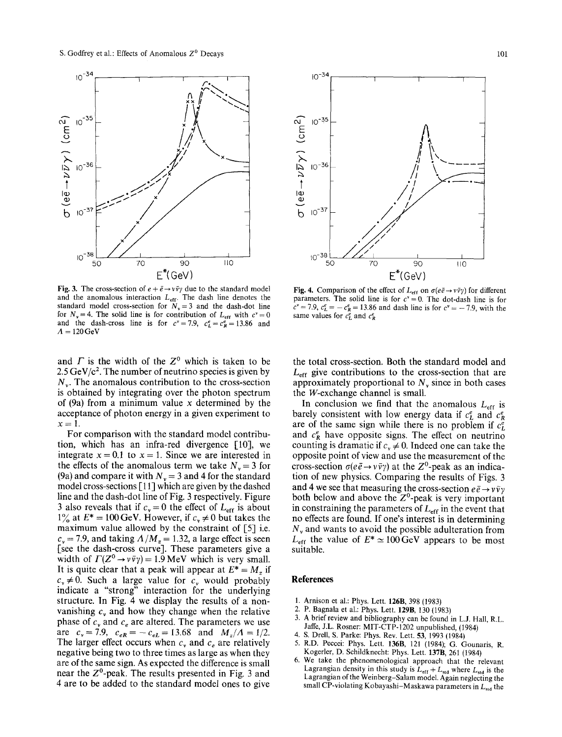Fig. 3. The cross-section of $e + \bar{e} \to \nu\bar{\nu}\gamma$ due to the standard model and the anomalous interaction $L_{\text{eff}}$. The dash line denotes the standard model cross-section for $N_\nu = 3$ and the dash-dot line for $N_\nu = 4$. The solid line is for contribution of $L_{\text{eff}}$ with $c^\nu = 0$ and the dash-cross line is for $c^\nu = 7.9$, $c_L^e = c_R^e = 13.86$ and $\Lambda = 120\,\text{GeV}$

Fig. 4. Comparison of the effect of $L_{\text{eff}}$ on $\sigma(e\bar{e} \to \nu\bar{\nu}\gamma)$ for different parameters. The solid line is for $c^\nu = 0$. The dot-dash line is for $c^\nu = 7.9$, $c_L^e = -c_R^e = 13.86$ and dash line is for $c^\nu = -7.9$, with the same values for $c_L^e$ and $c_R^e$

and $\Gamma$ is the width of the $Z^0$ which is taken to be $2.5\,\text{GeV}/c^2$. The number of neutrino species is given by $N_\nu$. The anomalous contribution to the cross-section is obtained by integrating over the photon spectrum of (9a) from a minimum value $x$ determined by the acceptance of photon energy in a given experiment to $x = 1$.

For comparison with the standard model contribution, which has an infra-red divergence [10], we integrate $x = 0.1$ to $x = 1$. Since we are interested in the effects of the anomalous term we take $N_\nu = 3$ for (9a) and compare it with $N_\nu = 3$ and 4 for the standard model cross-sections [11] which are given by the dashed line and the dash-dot line of Fig. 3 respectively. Figure 3 also reveals that if $c_\nu = 0$ the effect of $L_{\text{eff}}$ is about 1% at $E^* = 100\,\text{GeV}$. However, if $c_\nu \neq 0$ but takes the maximum value allowed by the constraint of [5] i.e. $c_\nu = 7.9$, and taking $\Lambda/M_z = 1.32$, a large effect is seen [see the dash-cross curve]. These parameters give a width of $\Gamma(Z^0 \to \nu\bar{\nu}\gamma) = 1.9\,\text{MeV}$ which is very small. It is quite clear that a peak will appear at $E^* = M_z$ if $c_\nu \neq 0$. Such a large value for $c_\nu$ would probably indicate a "strong" interaction for the underlying structure. In Fig. 4 we display the results of a non-vanishing $c_\nu$ and how they change when the relative phase of $c_\nu$ and $c_e$ are altered. The parameters we use are $c_\nu = 7.9$, $c_{eR} = -c_{eL} = 13.68$ and $M_z/\Lambda = 1/2$. The larger effect occurs when $c_\nu$ and $c_e$ are relatively negative being two to three times as large as when they are of the same sign. As expected the difference is small near the $Z^0$-peak. The results presented in Fig. 3 and 4 are to be added to the standard model ones to give the total cross-section. Both the standard model and $L_{\text{eff}}$ give contributions to the cross-section that are approximately proportional to $N_\nu$ since in both cases the $W$-exchange channel is small.

In conclusion we find that the anomalous $L_{\text{eff}}$ is barely consistent with low energy data if $c_L^e$ and $c_R^e$ are of the same sign while there is no problem if $c_L^e$ and $c_R^e$ have opposite signs. The effect on neutrino counting is dramatic if $c_\nu \neq 0$. Indeed one can take the opposite point of view and use the measurement of the cross-section $\sigma(e\bar{e} \to \nu\bar{\nu}\gamma)$ at the $Z^0$-peak as an indication of new physics. Comparing the results of Figs. 3 and 4 we see that measuring the cross-section $e\bar{e} \to \nu\bar{\nu}\gamma$ both below and above the $Z^0$-peak is very important in constraining the parameters of $L_{\text{eff}}$ in the event that no effects are found. If one's interest is in determining $N_\nu$ and wants to avoid the possible adulteration from $L_{\text{eff}}$ the value of $E^* \simeq 100\,\text{GeV}$ appears to be most suitable.

## References

1. Arnison et al.: Phys. Lett. **126B**, 398 (1983)
2. P. Bagnala et al.: Phys. Lett. **129B**, 130 (1983)
3. A brief review and bibliography can be found in L.J. Hall, R.L. Jaffe, J.L. Rosner: MIT-CTP-1202 unpublished, (1984)
4. S. Drell, S. Parke: Phys. Rev. Lett. **53**, 1993 (1984)
5. R.D. Peccei: Phys. Lett. **136B**, 121 (1984); G. Gounaris, R. Kogerler, D. Schildknecht: Phys. Lett. **137B**, 261 (1984)
6. We take the phenomenological approach that the relevant Lagrangian density in this study is $L_{\text{eff}} + L_{\text{std}}$ where $L_{\text{std}}$ is the Lagrangian of the Weinberg-Salam model. Again neglecting the small CP-violating Kobayashi-Maskawa parameters in $L_{\text{std}}$ the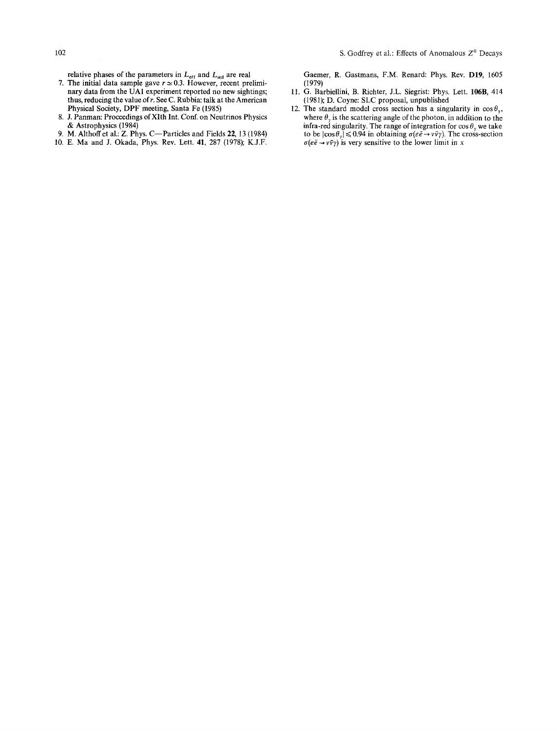relative phases of the parameters in $L_{\text{eff}}$ and $L_{\text{std}}$ are real

7. The initial data sample gave $r \simeq 0.3$. However, recent preliminary data from the UA1 experiment reported no new sightings; thus, reducing the value of $r$. See C. Rubbia: talk at the American Physical Society, DPF meeting, Santa Fe (1985)
8. J. Panman: Proceedings of XIth Int. Conf. on Neutrinos Physics & Astrophysics (1984)
9. M. Althoff et al.: Z. Phys. C—Particles and Fields **22**, 13 (1984)
10. E. Ma and J. Okada, Phys. Rev. Lett. **41**, 287 (1978); K.J.F. Gaemer, R. Gastmans, F.M. Renard: Phys. Rev. **D19**, 1605 (1979)
11. G. Barbiellini, B. Richter, J.L. Siegrist: Phys. Lett. **106B**, 414 (1981); D. Coyne: SLC proposal, unpublished
12. The standard model cross section has a singularity in $\cos\theta_\gamma$, where $\theta_\gamma$ is the scattering angle of the photon, in addition to the infra-red singularity. The range of integration for $\cos\theta_\gamma$ we take to be $|\cos\theta_\gamma| \leq 0.94$ in obtaining $\sigma(e\bar{e} \to \nu\bar{\nu}\gamma)$. The cross-section $\sigma(e\bar{e} \to \nu\bar{\nu}\gamma)$ is very sensitive to the lower limit in $x$